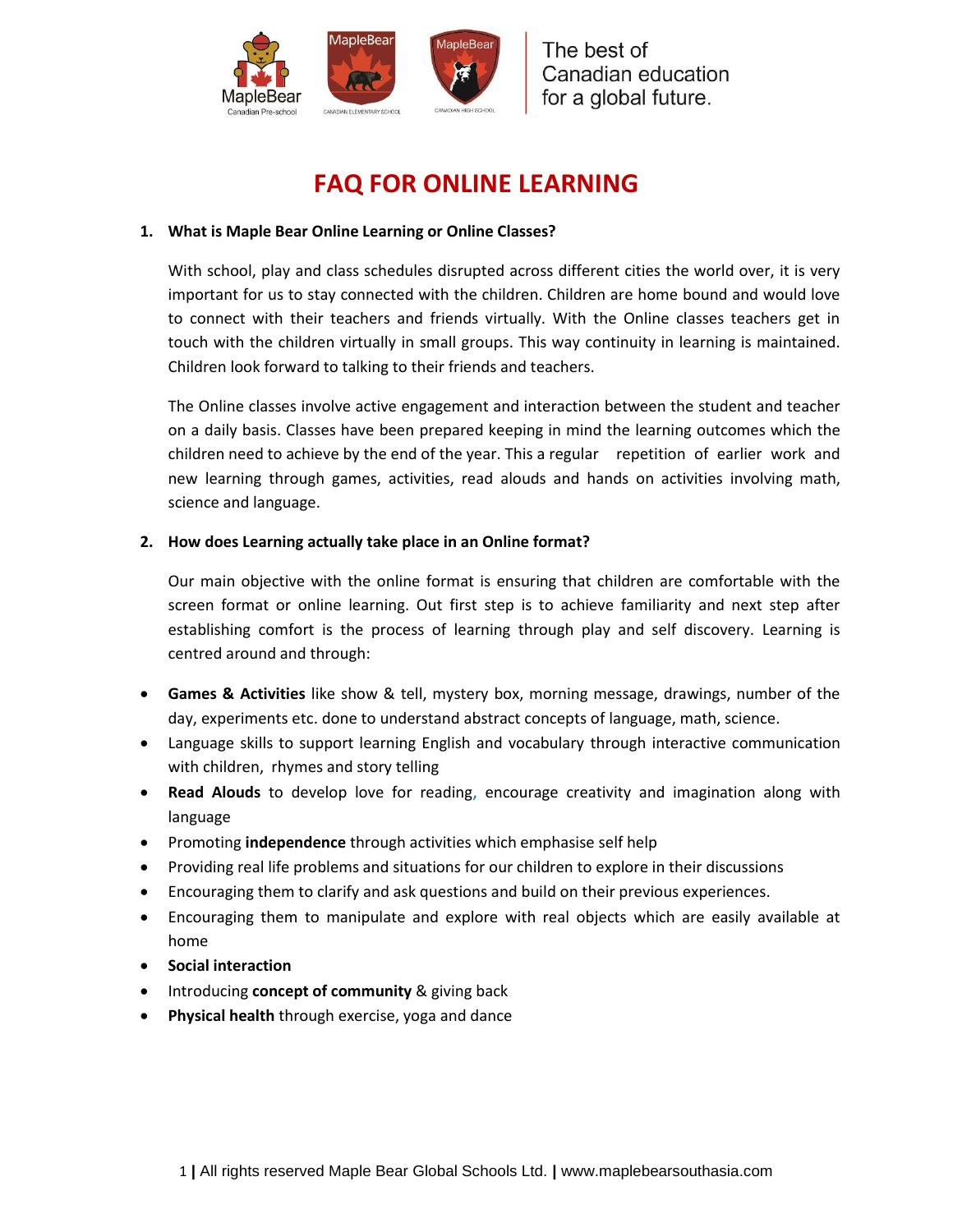The best of Canadian education for a global future.

# FAQ FOR ONLINE LEARNING

**1. What is Maple Bear Online Learning or Online Classes?**

With school, play and class schedules disrupted across different cities the world over, it is very important for us to stay connected with the children. Children are home bound and would love to connect with their teachers and friends virtually. With the Online classes teachers get in touch with the children virtually in small groups. This way continuity in learning is maintained. Children look forward to talking to their friends and teachers.

The Online classes involve active engagement and interaction between the student and teacher on a daily basis. Classes have been prepared keeping in mind the learning outcomes which the children need to achieve by the end of the year. This a regular repetition of earlier work and new learning through games, activities, read alouds and hands on activities involving math, science and language.

**2. How does Learning actually take place in an Online format?**

Our main objective with the online format is ensuring that children are comfortable with the screen format or online learning. Out first step is to achieve familiarity and next step after establishing comfort is the process of learning through play and self discovery. Learning is centred around and through:

- **Games & Activities** like show & tell, mystery box, morning message, drawings, number of the day, experiments etc. done to understand abstract concepts of language, math, science.
- Language skills to support learning English and vocabulary through interactive communication with children, rhymes and story telling
- **Read Alouds** to develop love for reading, encourage creativity and imagination along with language
- Promoting **independence** through activities which emphasise self help
- Providing real life problems and situations for our children to explore in their discussions
- Encouraging them to clarify and ask questions and build on their previous experiences.
- Encouraging them to manipulate and explore with real objects which are easily available at home
- **Social interaction**
- Introducing **concept of community** & giving back
- **Physical health** through exercise, yoga and dance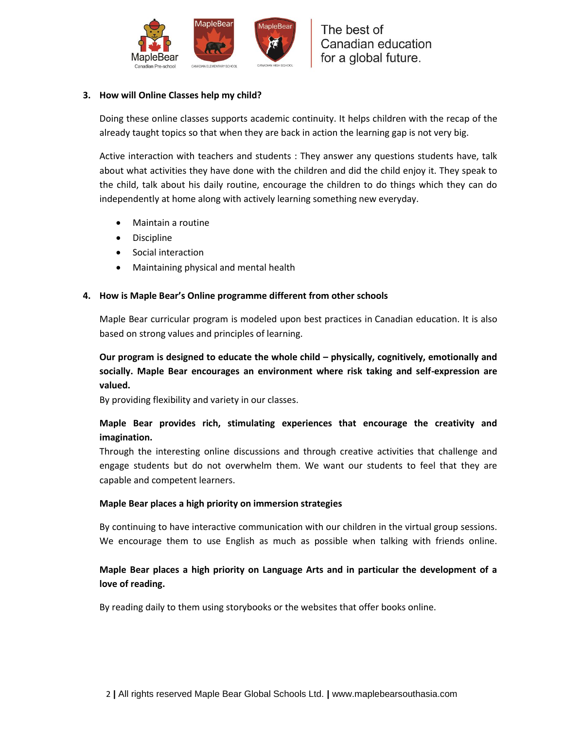### 3. How will Online Classes help my child?

Doing these online classes supports academic continuity. It helps children with the recap of the already taught topics so that when they are back in action the learning gap is not very big.

Active interaction with teachers and students : They answer any questions students have, talk about what activities they have done with the children and did the child enjoy it. They speak to the child, talk about his daily routine, encourage the children to do things which they can do independently at home along with actively learning something new everyday.

- Maintain a routine
- Discipline
- Social interaction
- Maintaining physical and mental health

### 4. How is Maple Bear's Online programme different from other schools

Maple Bear curricular program is modeled upon best practices in Canadian education. It is also based on strong values and principles of learning.

**Our program is designed to educate the whole child – physically, cognitively, emotionally and socially. Maple Bear encourages an environment where risk taking and self-expression are valued.**

By providing flexibility and variety in our classes.

**Maple Bear provides rich, stimulating experiences that encourage the creativity and imagination.**

Through the interesting online discussions and through creative activities that challenge and engage students but do not overwhelm them. We want our students to feel that they are capable and competent learners.

**Maple Bear places a high priority on immersion strategies**

By continuing to have interactive communication with our children in the virtual group sessions. We encourage them to use English as much as possible when talking with friends online.

**Maple Bear places a high priority on Language Arts and in particular the development of a love of reading.**

By reading daily to them using storybooks or the websites that offer books online.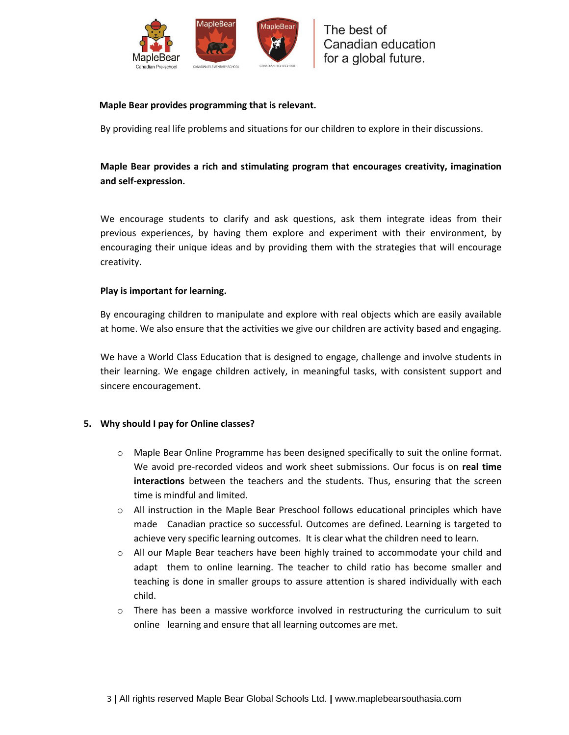**Maple Bear provides programming that is relevant.**

By providing real life problems and situations for our children to explore in their discussions.

**Maple Bear provides a rich and stimulating program that encourages creativity, imagination and self-expression.**

We encourage students to clarify and ask questions, ask them integrate ideas from their previous experiences, by having them explore and experiment with their environment, by encouraging their unique ideas and by providing them with the strategies that will encourage creativity.

**Play is important for learning.**

By encouraging children to manipulate and explore with real objects which are easily available at home. We also ensure that the activities we give our children are activity based and engaging.

We have a World Class Education that is designed to engage, challenge and involve students in their learning. We engage children actively, in meaningful tasks, with consistent support and sincere encouragement.

5. **Why should I pay for Online classes?**

   - Maple Bear Online Programme has been designed specifically to suit the online format. We avoid pre-recorded videos and work sheet submissions. Our focus is on **real time interactions** between the teachers and the students. Thus, ensuring that the screen time is mindful and limited.
   - All instruction in the Maple Bear Preschool follows educational principles which have made Canadian practice so successful. Outcomes are defined. Learning is targeted to achieve very specific learning outcomes. It is clear what the children need to learn.
   - All our Maple Bear teachers have been highly trained to accommodate your child and adapt them to online learning. The teacher to child ratio has become smaller and teaching is done in smaller groups to assure attention is shared individually with each child.
   - There has been a massive workforce involved in restructuring the curriculum to suit online learning and ensure that all learning outcomes are met.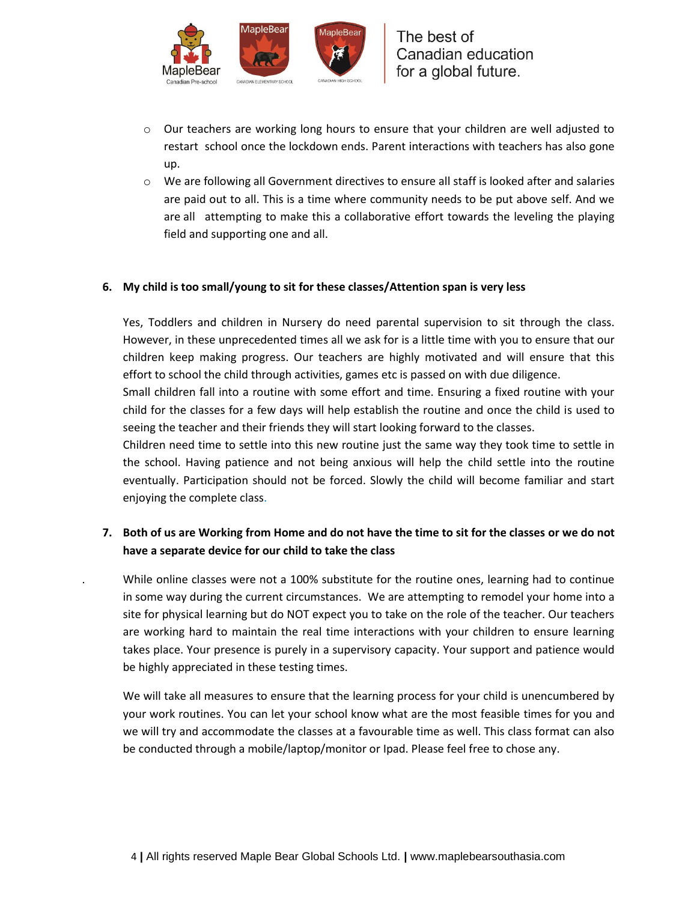- Our teachers are working long hours to ensure that your children are well adjusted to restart school once the lockdown ends. Parent interactions with teachers has also gone up.
- We are following all Government directives to ensure all staff is looked after and salaries are paid out to all. This is a time where community needs to be put above self. And we are all attempting to make this a collaborative effort towards the leveling the playing field and supporting one and all.

**6. My child is too small/young to sit for these classes/Attention span is very less**

Yes, Toddlers and children in Nursery do need parental supervision to sit through the class. However, in these unprecedented times all we ask for is a little time with you to ensure that our children keep making progress. Our teachers are highly motivated and will ensure that this effort to school the child through activities, games etc is passed on with due diligence.
Small children fall into a routine with some effort and time. Ensuring a fixed routine with your child for the classes for a few days will help establish the routine and once the child is used to seeing the teacher and their friends they will start looking forward to the classes.
Children need time to settle into this new routine just the same way they took time to settle in the school. Having patience and not being anxious will help the child settle into the routine eventually. Participation should not be forced. Slowly the child will become familiar and start enjoying the complete class.

**7. Both of us are Working from Home and do not have the time to sit for the classes or we do not have a separate device for our child to take the class**

While online classes were not a 100% substitute for the routine ones, learning had to continue in some way during the current circumstances. We are attempting to remodel your home into a site for physical learning but do NOT expect you to take on the role of the teacher. Our teachers are working hard to maintain the real time interactions with your children to ensure learning takes place. Your presence is purely in a supervisory capacity. Your support and patience would be highly appreciated in these testing times.

We will take all measures to ensure that the learning process for your child is unencumbered by your work routines. You can let your school know what are the most feasible times for you and we will try and accommodate the classes at a favourable time as well. This class format can also be conducted through a mobile/laptop/monitor or Ipad. Please feel free to chose any.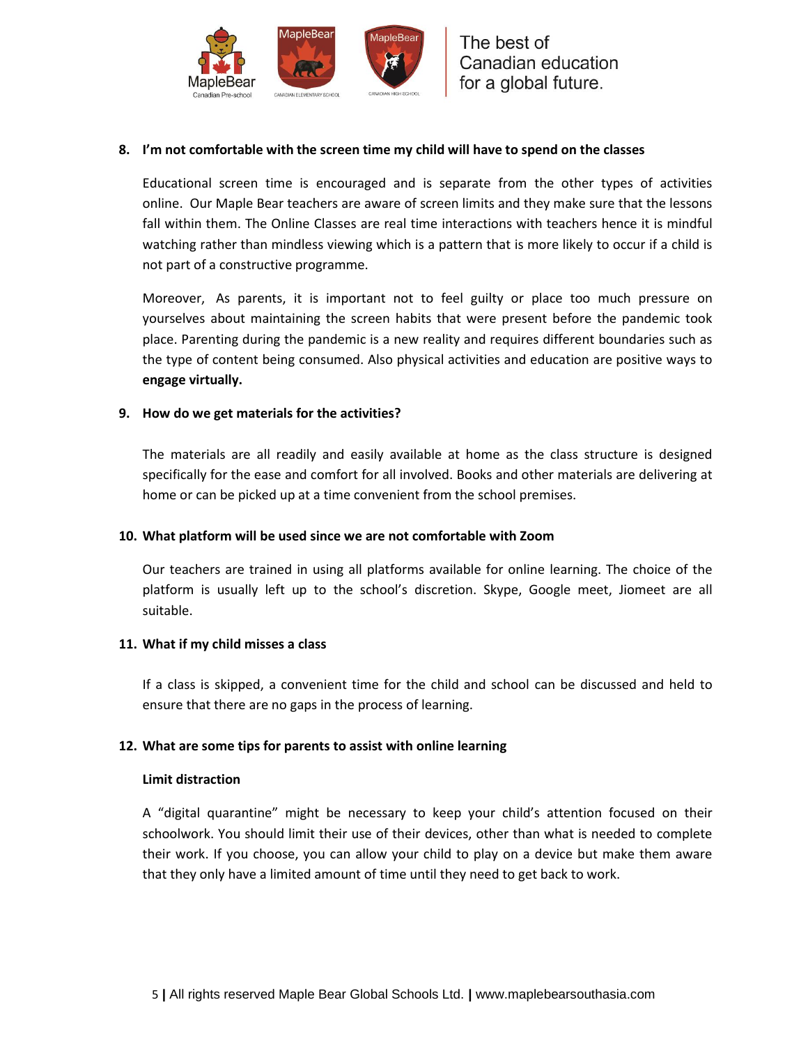**8. I'm not comfortable with the screen time my child will have to spend on the classes**

Educational screen time is encouraged and is separate from the other types of activities online. Our Maple Bear teachers are aware of screen limits and they make sure that the lessons fall within them. The Online Classes are real time interactions with teachers hence it is mindful watching rather than mindless viewing which is a pattern that is more likely to occur if a child is not part of a constructive programme.

Moreover, As parents, it is important not to feel guilty or place too much pressure on yourselves about maintaining the screen habits that were present before the pandemic took place. Parenting during the pandemic is a new reality and requires different boundaries such as the type of content being consumed. Also physical activities and education are positive ways to **engage virtually.**

**9. How do we get materials for the activities?**

The materials are all readily and easily available at home as the class structure is designed specifically for the ease and comfort for all involved. Books and other materials are delivering at home or can be picked up at a time convenient from the school premises.

**10. What platform will be used since we are not comfortable with Zoom**

Our teachers are trained in using all platforms available for online learning. The choice of the platform is usually left up to the school's discretion. Skype, Google meet, Jiomeet are all suitable.

**11. What if my child misses a class**

If a class is skipped, a convenient time for the child and school can be discussed and held to ensure that there are no gaps in the process of learning.

**12. What are some tips for parents to assist with online learning**

**Limit distraction**

A "digital quarantine" might be necessary to keep your child's attention focused on their schoolwork. You should limit their use of their devices, other than what is needed to complete their work. If you choose, you can allow your child to play on a device but make them aware that they only have a limited amount of time until they need to get back to work.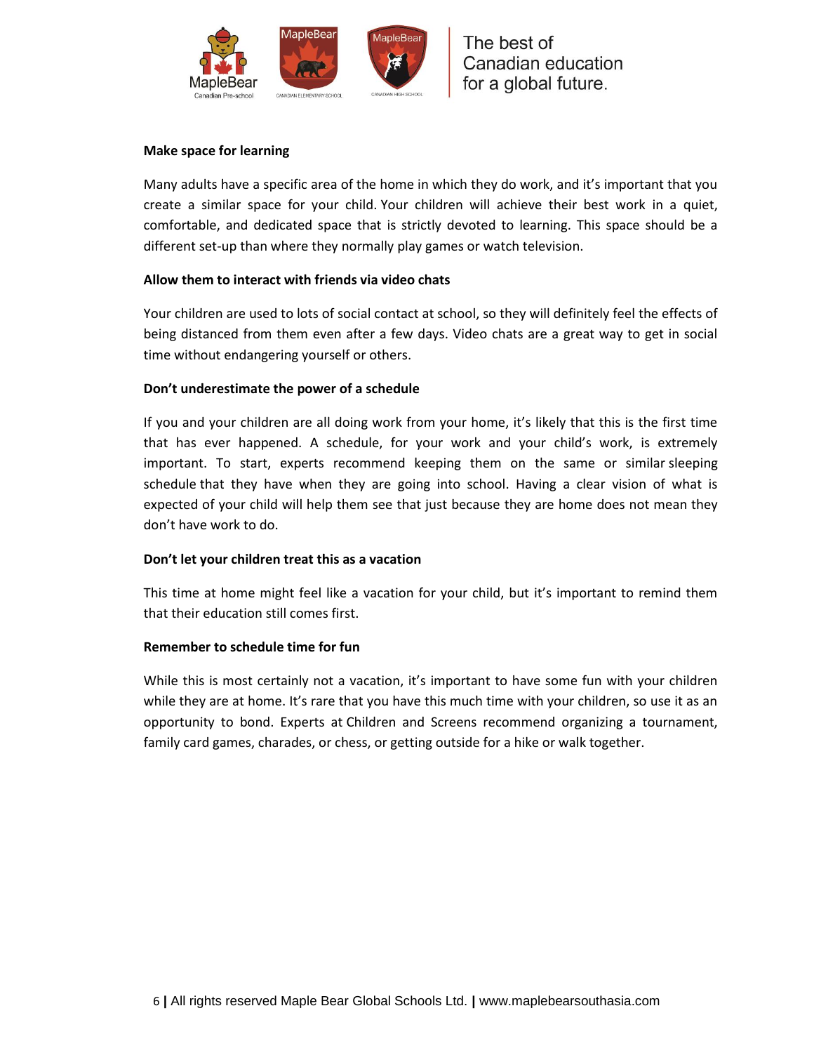**Make space for learning**

Many adults have a specific area of the home in which they do work, and it's important that you create a similar space for your child. Your children will achieve their best work in a quiet, comfortable, and dedicated space that is strictly devoted to learning. This space should be a different set-up than where they normally play games or watch television.

**Allow them to interact with friends via video chats**

Your children are used to lots of social contact at school, so they will definitely feel the effects of being distanced from them even after a few days. Video chats are a great way to get in social time without endangering yourself or others.

**Don't underestimate the power of a schedule**

If you and your children are all doing work from your home, it's likely that this is the first time that has ever happened. A schedule, for your work and your child's work, is extremely important. To start, experts recommend keeping them on the same or similar sleeping schedule that they have when they are going into school. Having a clear vision of what is expected of your child will help them see that just because they are home does not mean they don't have work to do.

**Don't let your children treat this as a vacation**

This time at home might feel like a vacation for your child, but it's important to remind them that their education still comes first.

**Remember to schedule time for fun**

While this is most certainly not a vacation, it's important to have some fun with your children while they are at home. It's rare that you have this much time with your children, so use it as an opportunity to bond. Experts at Children and Screens recommend organizing a tournament, family card games, charades, or chess, or getting outside for a hike or walk together.